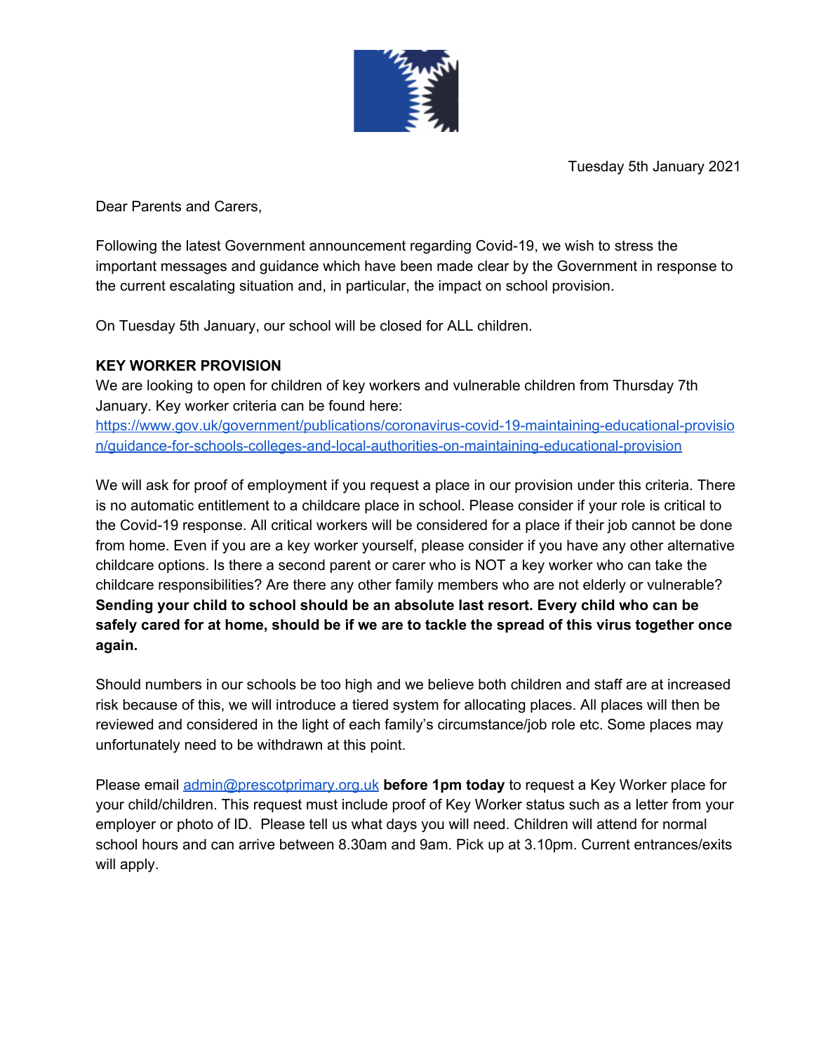Tuesday 5th January 2021

Dear Parents and Carers,

Following the latest Government announcement regarding Covid-19, we wish to stress the important messages and guidance which have been made clear by the Government in response to the current escalating situation and, in particular, the impact on school provision.

On Tuesday 5th January, our school will be closed for ALL children.

**KEY WORKER PROVISION**

We are looking to open for children of key workers and vulnerable children from Thursday 7th January. Key worker criteria can be found here: [https://www.gov.uk/government/publications/coronavirus-covid-19-maintaining-educational-provision/guidance-for-schools-colleges-and-local-authorities-on-maintaining-educational-provision](https://www.gov.uk/government/publications/coronavirus-covid-19-maintaining-educational-provision/guidance-for-schools-colleges-and-local-authorities-on-maintaining-educational-provision)

We will ask for proof of employment if you request a place in our provision under this criteria. There is no automatic entitlement to a childcare place in school. Please consider if your role is critical to the Covid-19 response. All critical workers will be considered for a place if their job cannot be done from home. Even if you are a key worker yourself, please consider if you have any other alternative childcare options. Is there a second parent or carer who is NOT a key worker who can take the childcare responsibilities? Are there any other family members who are not elderly or vulnerable? **Sending your child to school should be an absolute last resort. Every child who can be safely cared for at home, should be if we are to tackle the spread of this virus together once again.**

Should numbers in our schools be too high and we believe both children and staff are at increased risk because of this, we will introduce a tiered system for allocating places. All places will then be reviewed and considered in the light of each family's circumstance/job role etc. Some places may unfortunately need to be withdrawn at this point.

Please email [admin@prescotprimary.org.uk](mailto:admin@prescotprimary.org.uk) **before 1pm today** to request a Key Worker place for your child/children. This request must include proof of Key Worker status such as a letter from your employer or photo of ID. Please tell us what days you will need. Children will attend for normal school hours and can arrive between 8.30am and 9am. Pick up at 3.10pm. Current entrances/exits will apply.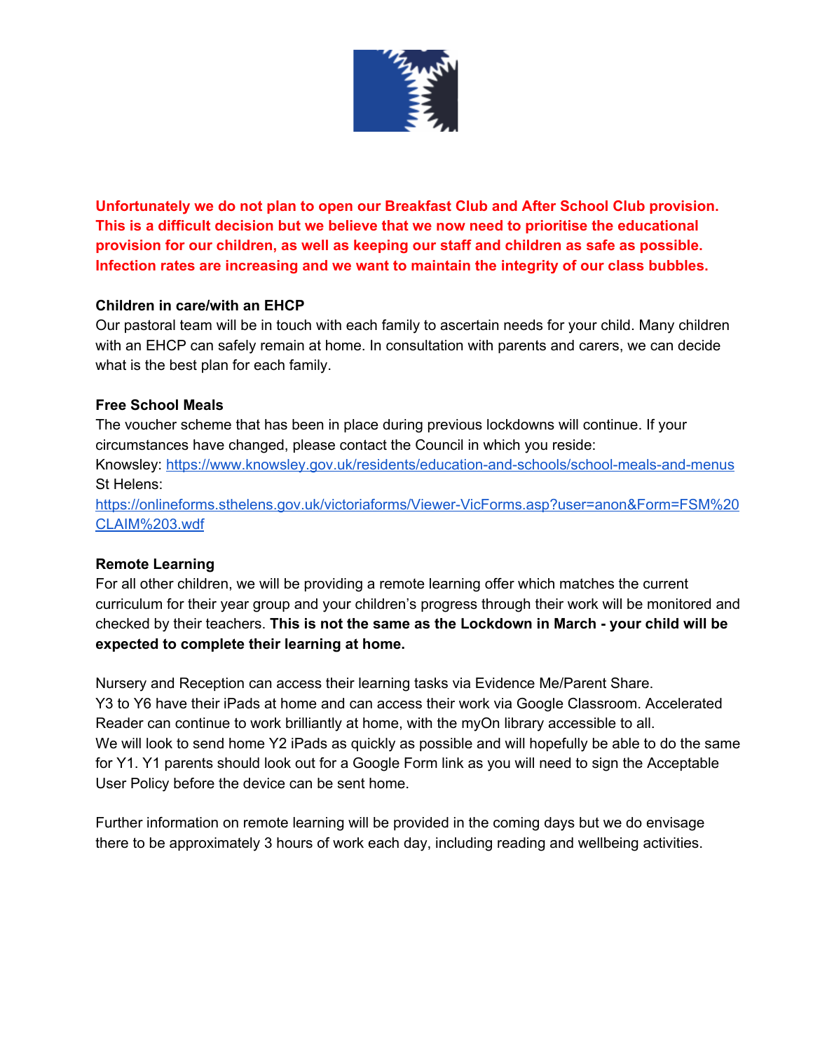**Unfortunately we do not plan to open our Breakfast Club and After School Club provision. This is a difficult decision but we believe that we now need to prioritise the educational provision for our children, as well as keeping our staff and children as safe as possible. Infection rates are increasing and we want to maintain the integrity of our class bubbles.**

**Children in care/with an EHCP**

Our pastoral team will be in touch with each family to ascertain needs for your child. Many children with an EHCP can safely remain at home. In consultation with parents and carers, we can decide what is the best plan for each family.

**Free School Meals**

The voucher scheme that has been in place during previous lockdowns will continue. If your circumstances have changed, please contact the Council in which you reside:
Knowsley: https://www.knowsley.gov.uk/residents/education-and-schools/school-meals-and-menus
St Helens:
https://onlineforms.sthelens.gov.uk/victoriaforms/Viewer-VicForms.asp?user=anon&Form=FSM%20CLAIM%203.wdf

**Remote Learning**

For all other children, we will be providing a remote learning offer which matches the current curriculum for their year group and your children's progress through their work will be monitored and checked by their teachers. **This is not the same as the Lockdown in March - your child will be expected to complete their learning at home.**

Nursery and Reception can access their learning tasks via Evidence Me/Parent Share.
Y3 to Y6 have their iPads at home and can access their work via Google Classroom. Accelerated Reader can continue to work brilliantly at home, with the myOn library accessible to all.
We will look to send home Y2 iPads as quickly as possible and will hopefully be able to do the same for Y1. Y1 parents should look out for a Google Form link as you will need to sign the Acceptable User Policy before the device can be sent home.

Further information on remote learning will be provided in the coming days but we do envisage there to be approximately 3 hours of work each day, including reading and wellbeing activities.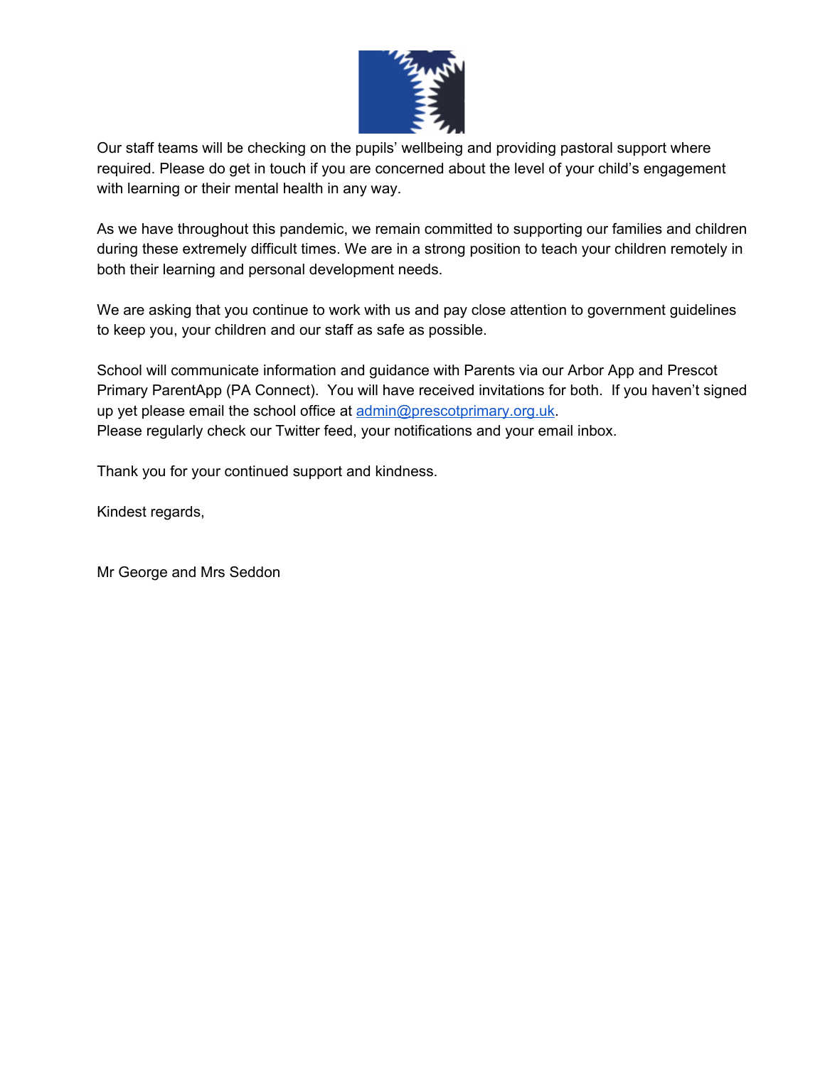Our staff teams will be checking on the pupils' wellbeing and providing pastoral support where required. Please do get in touch if you are concerned about the level of your child's engagement with learning or their mental health in any way.

As we have throughout this pandemic, we remain committed to supporting our families and children during these extremely difficult times. We are in a strong position to teach your children remotely in both their learning and personal development needs.

We are asking that you continue to work with us and pay close attention to government guidelines to keep you, your children and our staff as safe as possible.

School will communicate information and guidance with Parents via our Arbor App and Prescot Primary ParentApp (PA Connect). You will have received invitations for both. If you haven't signed up yet please email the school office at [admin@prescotprimary.org.uk](mailto:admin@prescotprimary.org.uk).
Please regularly check our Twitter feed, your notifications and your email inbox.

Thank you for your continued support and kindness.

Kindest regards,

Mr George and Mrs Seddon